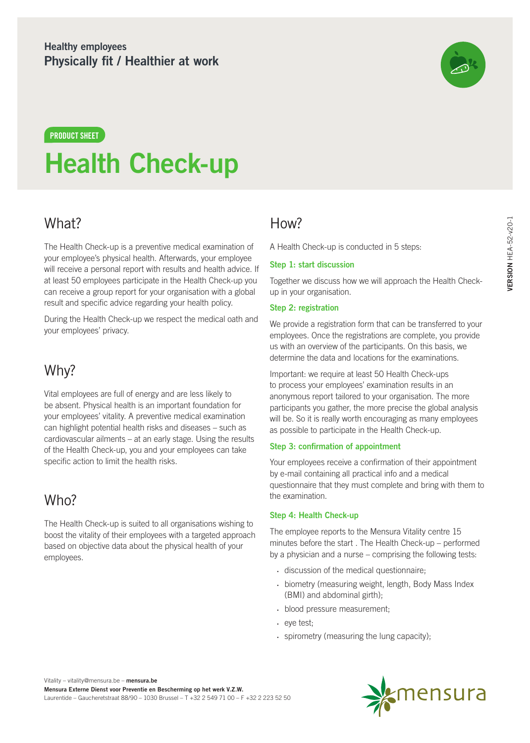Healthy employees

**Physically fit / Healthier at work**

PRODUCT SHEET

# Health Check-up

## What?

The Health Check-up is a preventive medical examination of your employee's physical health. Afterwards, your employee will receive a personal report with results and health advice. If at least 50 employees participate in the Health Check-up you can receive a group report for your organisation with a global result and specific advice regarding your health policy.

During the Health Check-up we respect the medical oath and your employees' privacy.

## Why?

Vital employees are full of energy and are less likely to be absent. Physical health is an important foundation for your employees' vitality. A preventive medical examination can highlight potential health risks and diseases – such as cardiovascular ailments – at an early stage. Using the results of the Health Check-up, you and your employees can take specific action to limit the health risks.

## Who?

The Health Check-up is suited to all organisations wishing to boost the vitality of their employees with a targeted approach based on objective data about the physical health of your employees.

## How?

A Health Check-up is conducted in 5 steps:

### Step 1: start discussion

Together we discuss how we will approach the Health Check-up in your organisation.

### Step 2: registration

We provide a registration form that can be transferred to your employees. Once the registrations are complete, you provide us with an overview of the participants. On this basis, we determine the data and locations for the examinations.

Important: we require at least 50 Health Check-ups to process your employees' examination results in an anonymous report tailored to your organisation. The more participants you gather, the more precise the global analysis will be. So it is really worth encouraging as many employees as possible to participate in the Health Check-up.

### Step 3: confirmation of appointment

Your employees receive a confirmation of their appointment by e-mail containing all practical info and a medical questionnaire that they must complete and bring with them to the examination.

### Step 4: Health Check-up

The employee reports to the Mensura Vitality centre 15 minutes before the start . The Health Check-up – performed by a physician and a nurse – comprising the following tests:

- discussion of the medical questionnaire;
- biometry (measuring weight, length, Body Mass Index (BMI) and abdominal girth);
- blood pressure measurement;
- eye test;
- spirometry (measuring the lung capacity);

**VERSION** HEA-52-v20-1

Vitality – vitality@mensura.be – **mensura.be**
**Mensura Externe Dienst voor Preventie en Bescherming op het werk V.Z.W.**
Laurentide – Gaucheretstraat 88/90 – 1030 Brussel – T +32 2 549 71 00 – F +32 2 223 52 50

mensura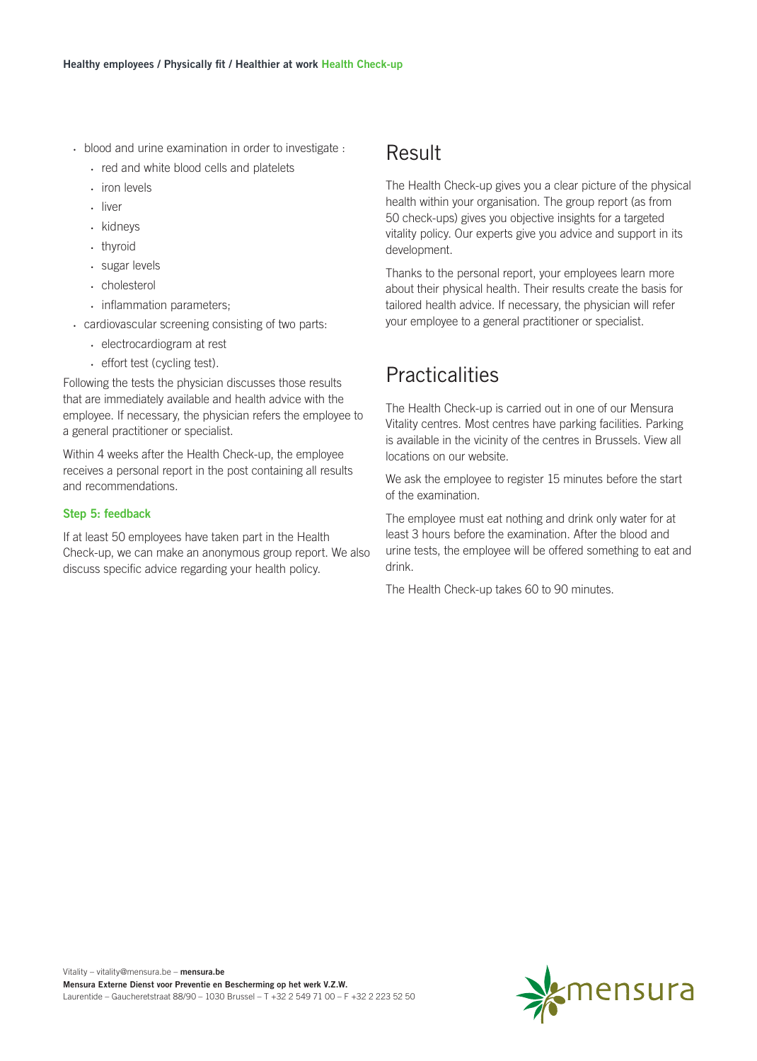- blood and urine examination in order to investigate :
  - red and white blood cells and platelets
  - iron levels
  - liver
  - kidneys
  - thyroid
  - sugar levels
  - cholesterol
  - inflammation parameters;
- cardiovascular screening consisting of two parts:
  - electrocardiogram at rest
  - effort test (cycling test).

Following the tests the physician discusses those results that are immediately available and health advice with the employee. If necessary, the physician refers the employee to a general practitioner or specialist.

Within 4 weeks after the Health Check-up, the employee receives a personal report in the post containing all results and recommendations.

### Step 5: feedback

If at least 50 employees have taken part in the Health Check-up, we can make an anonymous group report. We also discuss specific advice regarding your health policy.

## Result

The Health Check-up gives you a clear picture of the physical health within your organisation. The group report (as from 50 check-ups) gives you objective insights for a targeted vitality policy. Our experts give you advice and support in its development.

Thanks to the personal report, your employees learn more about their physical health. Their results create the basis for tailored health advice. If necessary, the physician will refer your employee to a general practitioner or specialist.

## Practicalities

The Health Check-up is carried out in one of our Mensura Vitality centres. Most centres have parking facilities. Parking is available in the vicinity of the centres in Brussels. View all locations on our website.

We ask the employee to register 15 minutes before the start of the examination.

The employee must eat nothing and drink only water for at least 3 hours before the examination. After the blood and urine tests, the employee will be offered something to eat and drink.

The Health Check-up takes 60 to 90 minutes.

Vitality – vitality@mensura.be – **mensura.be**
**Mensura Externe Dienst voor Preventie en Bescherming op het werk V.Z.W.**
Laurentide – Gaucheretstraat 88/90 – 1030 Brussel – T +32 2 549 71 00 – F +32 2 223 52 50